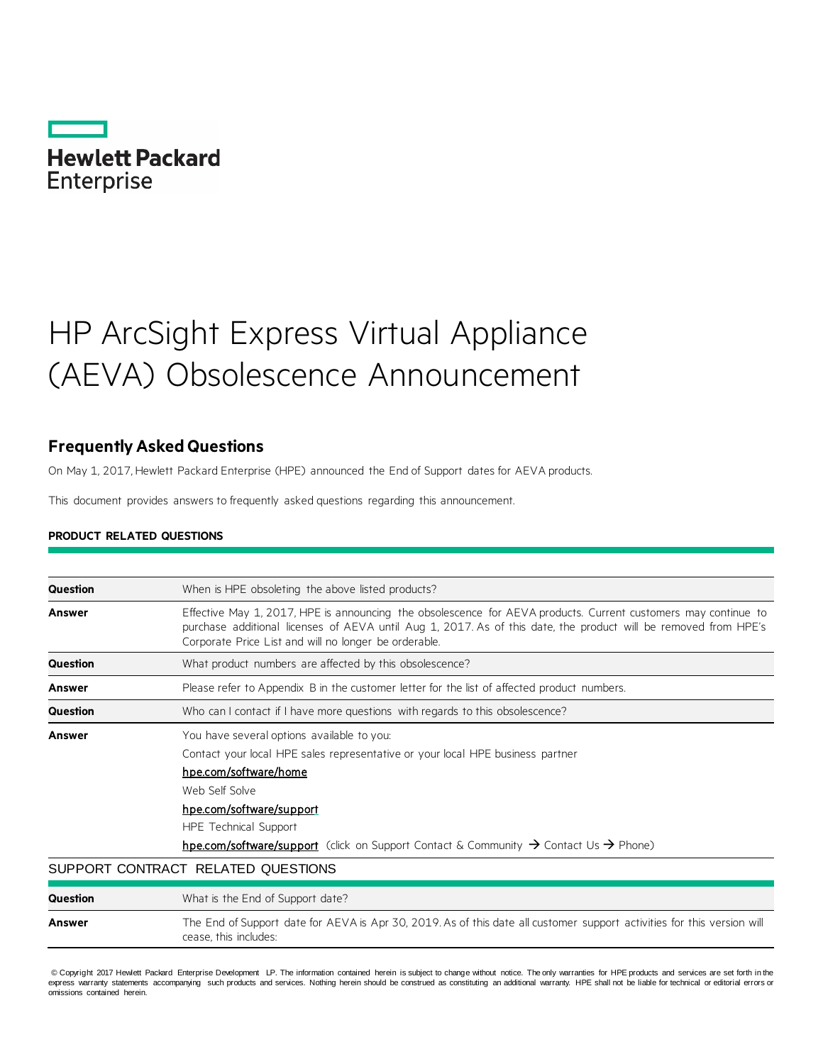Hewlett Packard Enterprise

# HP ArcSight Express Virtual Appliance (AEVA) Obsolescence Announcement

## Frequently Asked Questions

On May 1, 2017, Hewlett Packard Enterprise (HPE) announced the End of Support dates for AEVA products.

This document provides answers to frequently asked questions regarding this announcement.

**PRODUCT RELATED QUESTIONS**

| | |
|---|---|
| **Question** | When is HPE obsoleting the above listed products? |
| **Answer** | Effective May 1, 2017, HPE is announcing the obsolescence for AEVA products. Current customers may continue to purchase additional licenses of AEVA until Aug 1, 2017. As of this date, the product will be removed from HPE's Corporate Price List and will no longer be orderable. |
| **Question** | What product numbers are affected by this obsolescence? |
| **Answer** | Please refer to Appendix B in the customer letter for the list of affected product numbers. |
| **Question** | Who can I contact if I have more questions with regards to this obsolescence? |
| **Answer** | You have several options available to you:<br>Contact your local HPE sales representative or your local HPE business partner<br>hpe.com/software/home<br>Web Self Solve<br>hpe.com/software/support<br>HPE Technical Support<br>hpe.com/software/support (click on Support Contact & Community → Contact Us → Phone) |

SUPPORT CONTRACT RELATED QUESTIONS

| | |
|---|---|
| **Question** | What is the End of Support date? |
| **Answer** | The End of Support date for AEVA is Apr 30, 2019. As of this date all customer support activities for this version will cease, this includes: |

© Copyright 2017 Hewlett Packard Enterprise Development LP. The information contained herein is subject to change without notice. The only warranties for HPE products and services are set forth in the express warranty statements accompanying such products and services. Nothing herein should be construed as constituting an additional warranty. HPE shall not be liable for technical or editorial errors or omissions contained herein.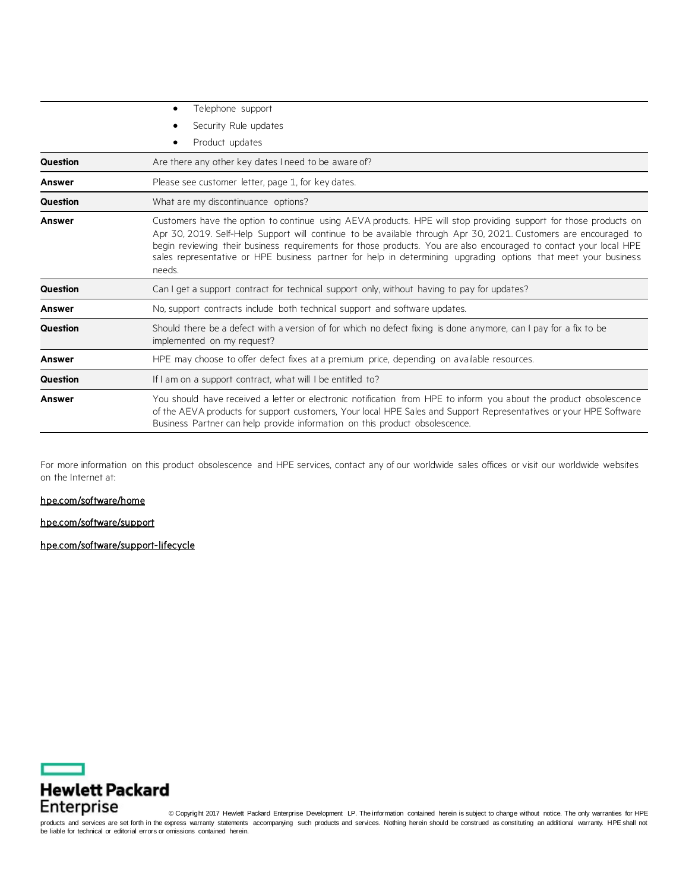| | |
|---|---|
| | • Telephone support<br>• Security Rule updates<br>• Product updates |
| **Question** | Are there any other key dates I need to be aware of? |
| **Answer** | Please see customer letter, page 1, for key dates. |
| **Question** | What are my discontinuance options? |
| **Answer** | Customers have the option to continue using AEVA products. HPE will stop providing support for those products on Apr 30, 2019. Self-Help Support will continue to be available through Apr 30, 2021. Customers are encouraged to begin reviewing their business requirements for those products. You are also encouraged to contact your local HPE sales representative or HPE business partner for help in determining upgrading options that meet your business needs. |
| **Question** | Can I get a support contract for technical support only, without having to pay for updates? |
| **Answer** | No, support contracts include both technical support and software updates. |
| **Question** | Should there be a defect with a version of for which no defect fixing is done anymore, can I pay for a fix to be implemented on my request? |
| **Answer** | HPE may choose to offer defect fixes at a premium price, depending on available resources. |
| **Question** | If I am on a support contract, what will I be entitled to? |
| **Answer** | You should have received a letter or electronic notification from HPE to inform you about the product obsolescence of the AEVA products for support customers, Your local HPE Sales and Support Representatives or your HPE Software Business Partner can help provide information on this product obsolescence. |

For more information on this product obsolescence and HPE services, contact any of our worldwide sales offices or visit our worldwide websites on the Internet at:

hpe.com/software/home

hpe.com/software/support

hpe.com/software/support-lifecycle

Hewlett Packard Enterprise

© Copyright 2017 Hewlett Packard Enterprise Development LP. The information contained herein is subject to change without notice. The only warranties for HPE products and services are set forth in the express warranty statements accompanying such products and services. Nothing herein should be construed as constituting an additional warranty. HPE shall not be liable for technical or editorial errors or omissions contained herein.